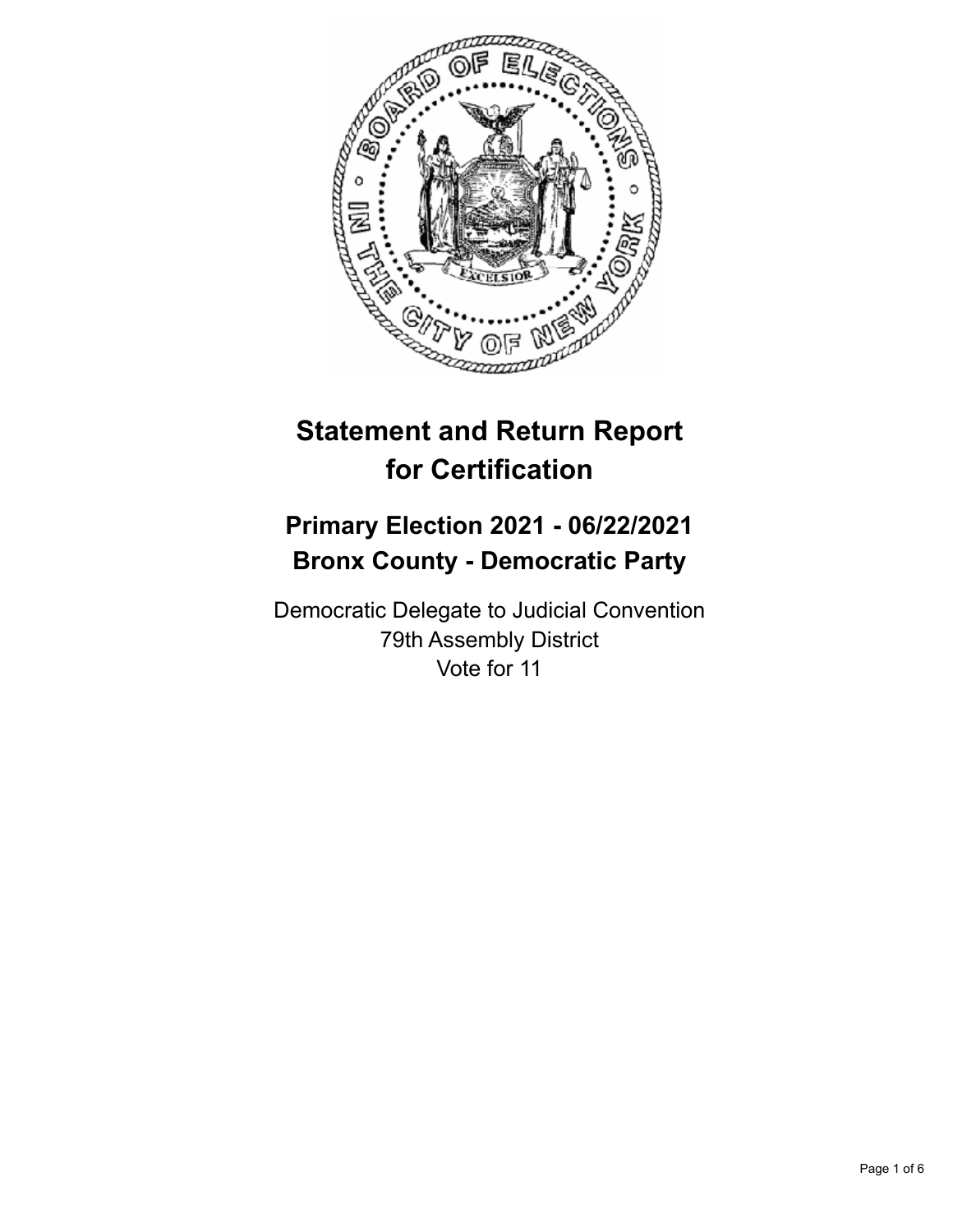# Statement and Return Report for Certification

## Primary Election 2021 - 06/22/2021
## Bronx County - Democratic Party

Democratic Delegate to Judicial Convention
79th Assembly District
Vote for 11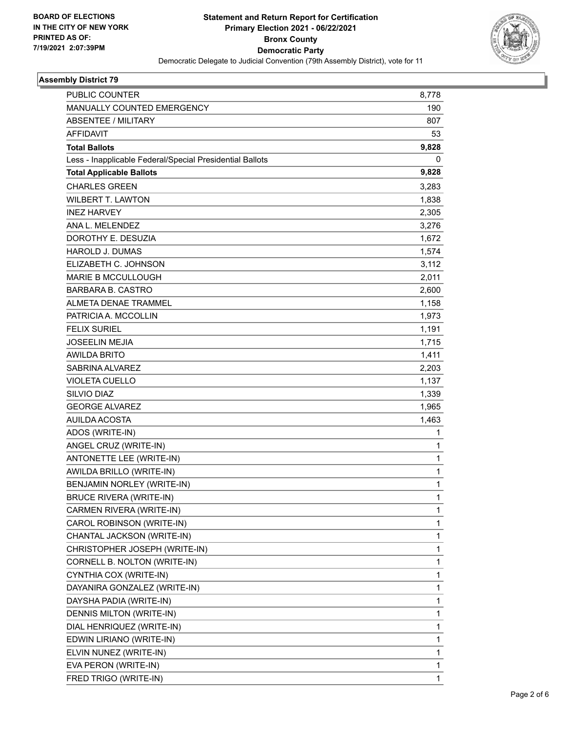**BOARD OF ELECTIONS IN THE CITY OF NEW YORK PRINTED AS OF: 7/19/2021 2:07:39PM**

# Statement and Return Report for Certification
## Primary Election 2021 - 06/22/2021
## Bronx County
## Democratic Party

Democratic Delegate to Judicial Convention (79th Assembly District), vote for 11

### Assembly District 79

| | |
|---|---|
| PUBLIC COUNTER | 8,778 |
| MANUALLY COUNTED EMERGENCY | 190 |
| ABSENTEE / MILITARY | 807 |
| AFFIDAVIT | 53 |
| **Total Ballots** | **9,828** |
| Less - Inapplicable Federal/Special Presidential Ballots | 0 |
| **Total Applicable Ballots** | **9,828** |
| CHARLES GREEN | 3,283 |
| WILBERT T. LAWTON | 1,838 |
| INEZ HARVEY | 2,305 |
| ANA L. MELENDEZ | 3,276 |
| DOROTHY E. DESUZIA | 1,672 |
| HAROLD J. DUMAS | 1,574 |
| ELIZABETH C. JOHNSON | 3,112 |
| MARIE B MCCULLOUGH | 2,011 |
| BARBARA B. CASTRO | 2,600 |
| ALMETA DENAE TRAMMEL | 1,158 |
| PATRICIA A. MCCOLLIN | 1,973 |
| FELIX SURIEL | 1,191 |
| JOSEELIN MEJIA | 1,715 |
| AWILDA BRITO | 1,411 |
| SABRINA ALVAREZ | 2,203 |
| VIOLETA CUELLO | 1,137 |
| SILVIO DIAZ | 1,339 |
| GEORGE ALVAREZ | 1,965 |
| AUILDA ACOSTA | 1,463 |
| ADOS (WRITE-IN) | 1 |
| ANGEL CRUZ (WRITE-IN) | 1 |
| ANTONETTE LEE (WRITE-IN) | 1 |
| AWILDA BRILLO (WRITE-IN) | 1 |
| BENJAMIN NORLEY (WRITE-IN) | 1 |
| BRUCE RIVERA (WRITE-IN) | 1 |
| CARMEN RIVERA (WRITE-IN) | 1 |
| CAROL ROBINSON (WRITE-IN) | 1 |
| CHANTAL JACKSON (WRITE-IN) | 1 |
| CHRISTOPHER JOSEPH (WRITE-IN) | 1 |
| CORNELL B. NOLTON (WRITE-IN) | 1 |
| CYNTHIA COX (WRITE-IN) | 1 |
| DAYANIRA GONZALEZ (WRITE-IN) | 1 |
| DAYSHA PADIA (WRITE-IN) | 1 |
| DENNIS MILTON (WRITE-IN) | 1 |
| DIAL HENRIQUEZ (WRITE-IN) | 1 |
| EDWIN LIRIANO (WRITE-IN) | 1 |
| ELVIN NUNEZ (WRITE-IN) | 1 |
| EVA PERON (WRITE-IN) | 1 |
| FRED TRIGO (WRITE-IN) | 1 |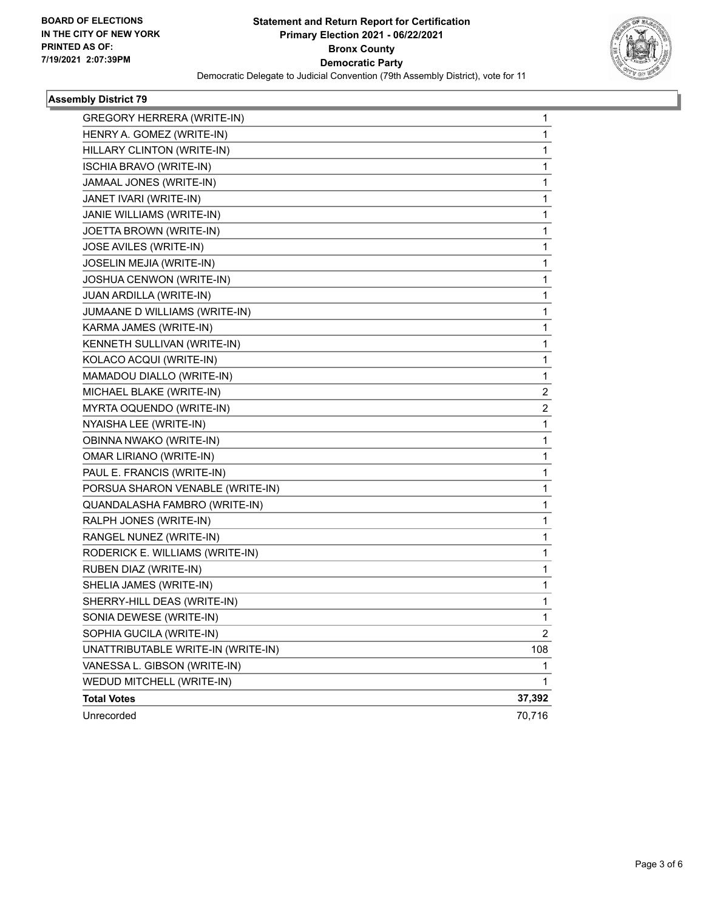BOARD OF ELECTIONS
IN THE CITY OF NEW YORK
PRINTED AS OF:
7/19/2021 2:07:39PM

# Statement and Return Report for Certification
## Primary Election 2021 - 06/22/2021
## Bronx County
## Democratic Party

Democratic Delegate to Judicial Convention (79th Assembly District), vote for 11

### Assembly District 79

| Candidate | Votes |
|---|---|
| GREGORY HERRERA (WRITE-IN) | 1 |
| HENRY A. GOMEZ (WRITE-IN) | 1 |
| HILLARY CLINTON (WRITE-IN) | 1 |
| ISCHIA BRAVO (WRITE-IN) | 1 |
| JAMAAL JONES (WRITE-IN) | 1 |
| JANET IVARI (WRITE-IN) | 1 |
| JANIE WILLIAMS (WRITE-IN) | 1 |
| JOETTA BROWN (WRITE-IN) | 1 |
| JOSE AVILES (WRITE-IN) | 1 |
| JOSELIN MEJIA (WRITE-IN) | 1 |
| JOSHUA CENWON (WRITE-IN) | 1 |
| JUAN ARDILLA (WRITE-IN) | 1 |
| JUMAANE D WILLIAMS (WRITE-IN) | 1 |
| KARMA JAMES (WRITE-IN) | 1 |
| KENNETH SULLIVAN (WRITE-IN) | 1 |
| KOLACO ACQUI (WRITE-IN) | 1 |
| MAMADOU DIALLO (WRITE-IN) | 1 |
| MICHAEL BLAKE (WRITE-IN) | 2 |
| MYRTA OQUENDO (WRITE-IN) | 2 |
| NYAISHA LEE (WRITE-IN) | 1 |
| OBINNA NWAKO (WRITE-IN) | 1 |
| OMAR LIRIANO (WRITE-IN) | 1 |
| PAUL E. FRANCIS (WRITE-IN) | 1 |
| PORSUA SHARON VENABLE (WRITE-IN) | 1 |
| QUANDALASHA FAMBRO (WRITE-IN) | 1 |
| RALPH JONES (WRITE-IN) | 1 |
| RANGEL NUNEZ (WRITE-IN) | 1 |
| RODERICK E. WILLIAMS (WRITE-IN) | 1 |
| RUBEN DIAZ (WRITE-IN) | 1 |
| SHELIA JAMES (WRITE-IN) | 1 |
| SHERRY-HILL DEAS (WRITE-IN) | 1 |
| SONIA DEWESE (WRITE-IN) | 1 |
| SOPHIA GUCILA (WRITE-IN) | 2 |
| UNATTRIBUTABLE WRITE-IN (WRITE-IN) | 108 |
| VANESSA L. GIBSON (WRITE-IN) | 1 |
| WEDUD MITCHELL (WRITE-IN) | 1 |
| **Total Votes** | **37,392** |
| Unrecorded | 70,716 |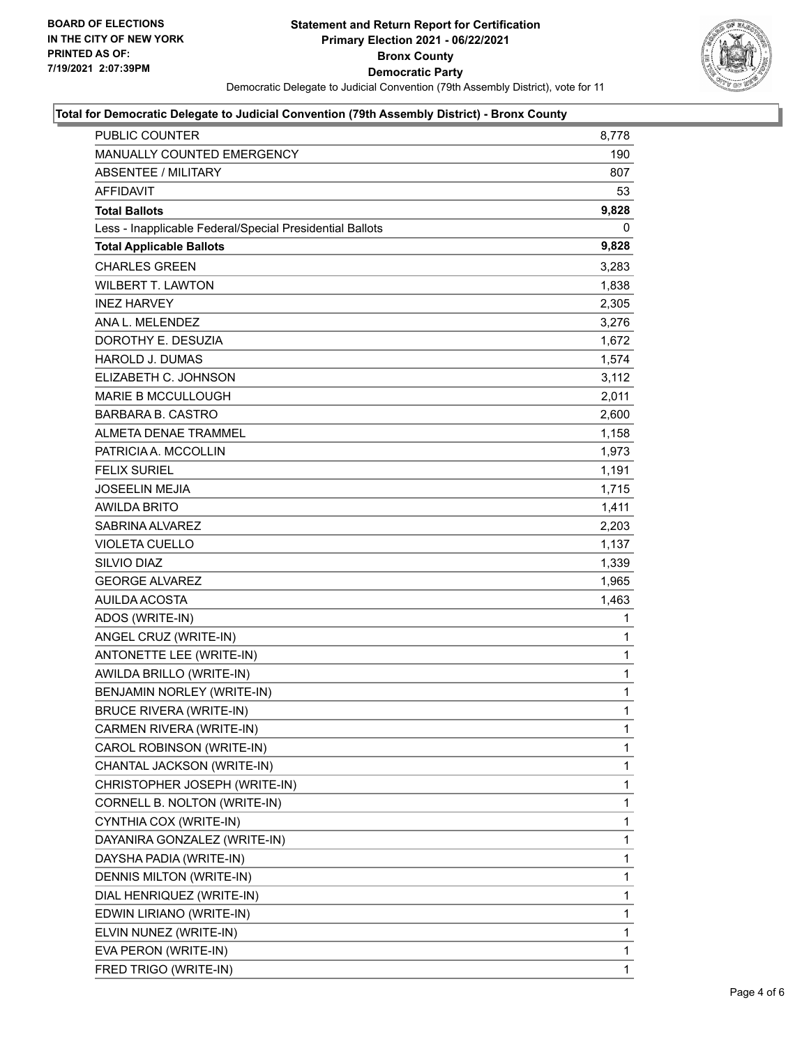**BOARD OF ELECTIONS IN THE CITY OF NEW YORK PRINTED AS OF: 7/19/2021 2:07:39PM**

# Statement and Return Report for Certification
## Primary Election 2021 - 06/22/2021
## Bronx County
## Democratic Party

Democratic Delegate to Judicial Convention (79th Assembly District), vote for 11

### Total for Democratic Delegate to Judicial Convention (79th Assembly District) - Bronx County

| | |
|---|---|
| PUBLIC COUNTER | 8,778 |
| MANUALLY COUNTED EMERGENCY | 190 |
| ABSENTEE / MILITARY | 807 |
| AFFIDAVIT | 53 |
| **Total Ballots** | **9,828** |
| Less - Inapplicable Federal/Special Presidential Ballots | 0 |
| **Total Applicable Ballots** | **9,828** |
| CHARLES GREEN | 3,283 |
| WILBERT T. LAWTON | 1,838 |
| INEZ HARVEY | 2,305 |
| ANA L. MELENDEZ | 3,276 |
| DOROTHY E. DESUZIA | 1,672 |
| HAROLD J. DUMAS | 1,574 |
| ELIZABETH C. JOHNSON | 3,112 |
| MARIE B MCCULLOUGH | 2,011 |
| BARBARA B. CASTRO | 2,600 |
| ALMETA DENAE TRAMMEL | 1,158 |
| PATRICIA A. MCCOLLIN | 1,973 |
| FELIX SURIEL | 1,191 |
| JOSEELIN MEJIA | 1,715 |
| AWILDA BRITO | 1,411 |
| SABRINA ALVAREZ | 2,203 |
| VIOLETA CUELLO | 1,137 |
| SILVIO DIAZ | 1,339 |
| GEORGE ALVAREZ | 1,965 |
| AUILDA ACOSTA | 1,463 |
| ADOS (WRITE-IN) | 1 |
| ANGEL CRUZ (WRITE-IN) | 1 |
| ANTONETTE LEE (WRITE-IN) | 1 |
| AWILDA BRILLO (WRITE-IN) | 1 |
| BENJAMIN NORLEY (WRITE-IN) | 1 |
| BRUCE RIVERA (WRITE-IN) | 1 |
| CARMEN RIVERA (WRITE-IN) | 1 |
| CAROL ROBINSON (WRITE-IN) | 1 |
| CHANTAL JACKSON (WRITE-IN) | 1 |
| CHRISTOPHER JOSEPH (WRITE-IN) | 1 |
| CORNELL B. NOLTON (WRITE-IN) | 1 |
| CYNTHIA COX (WRITE-IN) | 1 |
| DAYANIRA GONZALEZ (WRITE-IN) | 1 |
| DAYSHA PADIA (WRITE-IN) | 1 |
| DENNIS MILTON (WRITE-IN) | 1 |
| DIAL HENRIQUEZ (WRITE-IN) | 1 |
| EDWIN LIRIANO (WRITE-IN) | 1 |
| ELVIN NUNEZ (WRITE-IN) | 1 |
| EVA PERON (WRITE-IN) | 1 |
| FRED TRIGO (WRITE-IN) | 1 |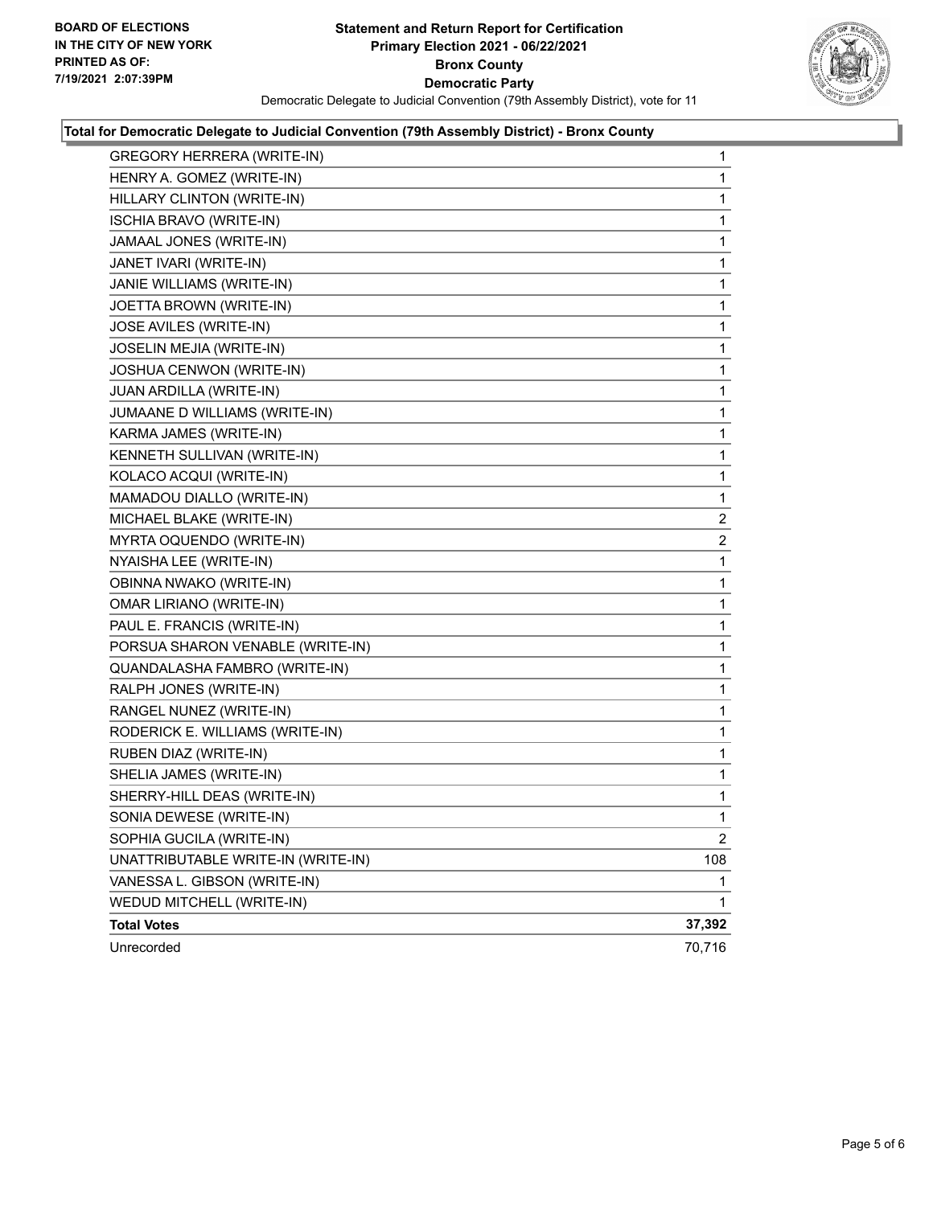**BOARD OF ELECTIONS**
**IN THE CITY OF NEW YORK**
**PRINTED AS OF:**
**7/19/2021 2:07:39PM**

# Statement and Return Report for Certification
## Primary Election 2021 - 06/22/2021
## Bronx County
## Democratic Party

Democratic Delegate to Judicial Convention (79th Assembly District), vote for 11

### Total for Democratic Delegate to Judicial Convention (79th Assembly District) - Bronx County

| Candidate | Votes |
|---|---|
| GREGORY HERRERA (WRITE-IN) | 1 |
| HENRY A. GOMEZ (WRITE-IN) | 1 |
| HILLARY CLINTON (WRITE-IN) | 1 |
| ISCHIA BRAVO (WRITE-IN) | 1 |
| JAMAAL JONES (WRITE-IN) | 1 |
| JANET IVARI (WRITE-IN) | 1 |
| JANIE WILLIAMS (WRITE-IN) | 1 |
| JOETTA BROWN (WRITE-IN) | 1 |
| JOSE AVILES (WRITE-IN) | 1 |
| JOSELIN MEJIA (WRITE-IN) | 1 |
| JOSHUA CENWON (WRITE-IN) | 1 |
| JUAN ARDILLA (WRITE-IN) | 1 |
| JUMAANE D WILLIAMS (WRITE-IN) | 1 |
| KARMA JAMES (WRITE-IN) | 1 |
| KENNETH SULLIVAN (WRITE-IN) | 1 |
| KOLACO ACQUI (WRITE-IN) | 1 |
| MAMADOU DIALLO (WRITE-IN) | 1 |
| MICHAEL BLAKE (WRITE-IN) | 2 |
| MYRTA OQUENDO (WRITE-IN) | 2 |
| NYAISHA LEE (WRITE-IN) | 1 |
| OBINNA NWAKO (WRITE-IN) | 1 |
| OMAR LIRIANO (WRITE-IN) | 1 |
| PAUL E. FRANCIS (WRITE-IN) | 1 |
| PORSUA SHARON VENABLE (WRITE-IN) | 1 |
| QUANDALASHA FAMBRO (WRITE-IN) | 1 |
| RALPH JONES (WRITE-IN) | 1 |
| RANGEL NUNEZ (WRITE-IN) | 1 |
| RODERICK E. WILLIAMS (WRITE-IN) | 1 |
| RUBEN DIAZ (WRITE-IN) | 1 |
| SHELIA JAMES (WRITE-IN) | 1 |
| SHERRY-HILL DEAS (WRITE-IN) | 1 |
| SONIA DEWESE (WRITE-IN) | 1 |
| SOPHIA GUCILA (WRITE-IN) | 2 |
| UNATTRIBUTABLE WRITE-IN (WRITE-IN) | 108 |
| VANESSA L. GIBSON (WRITE-IN) | 1 |
| WEDUD MITCHELL (WRITE-IN) | 1 |
| **Total Votes** | **37,392** |
| Unrecorded | 70,716 |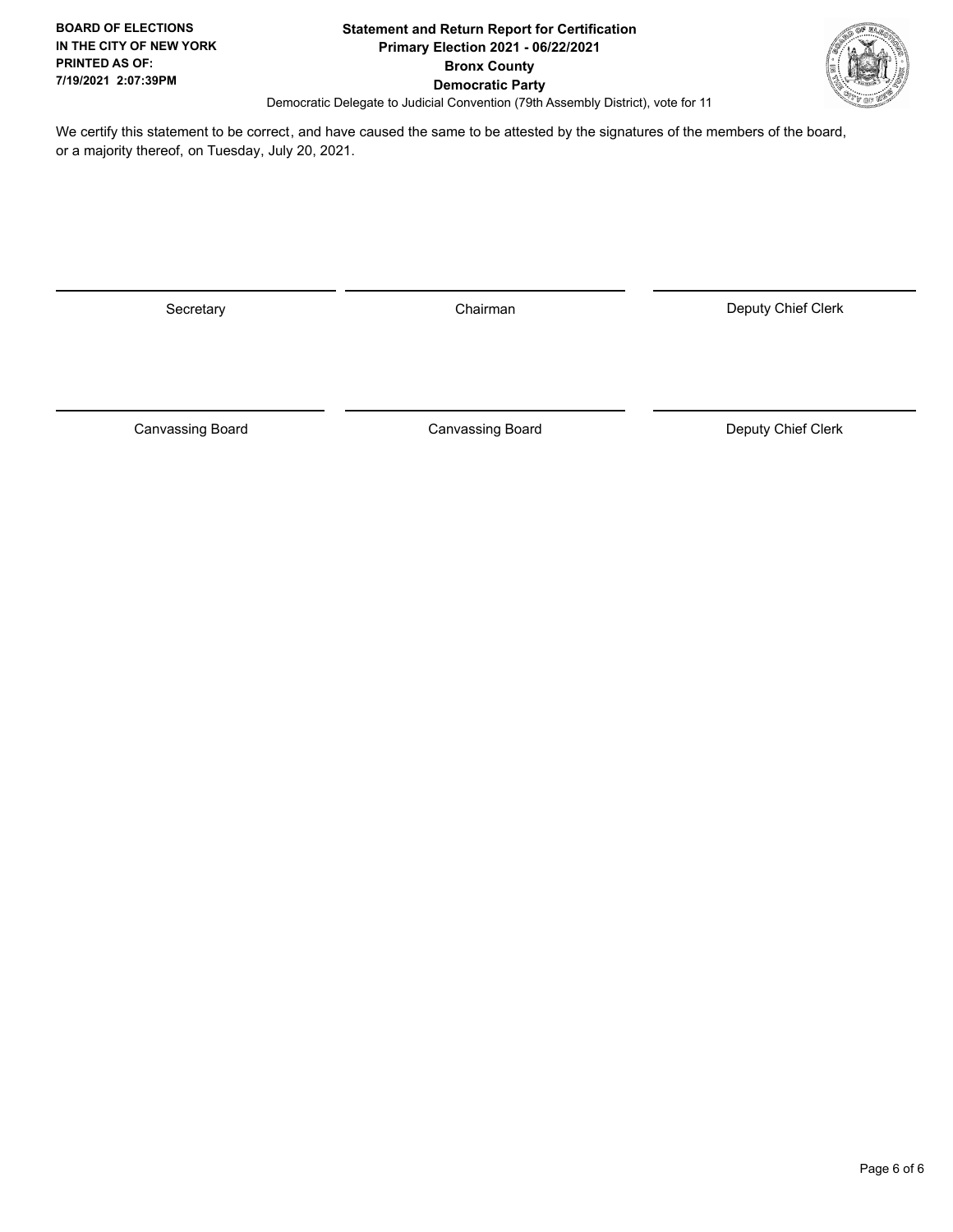**BOARD OF ELECTIONS**
**IN THE CITY OF NEW YORK**
**PRINTED AS OF:**
**7/19/2021 2:07:39PM**

**Statement and Return Report for Certification**
**Primary Election 2021 - 06/22/2021**
**Bronx County**
**Democratic Party**

Democratic Delegate to Judicial Convention (79th Assembly District), vote for 11

We certify this statement to be correct, and have caused the same to be attested by the signatures of the members of the board, or a majority thereof, on Tuesday, July 20, 2021.

| | | |
|---|---|---|
| Secretary | Chairman | Deputy Chief Clerk |
| Canvassing Board | Canvassing Board | Deputy Chief Clerk |